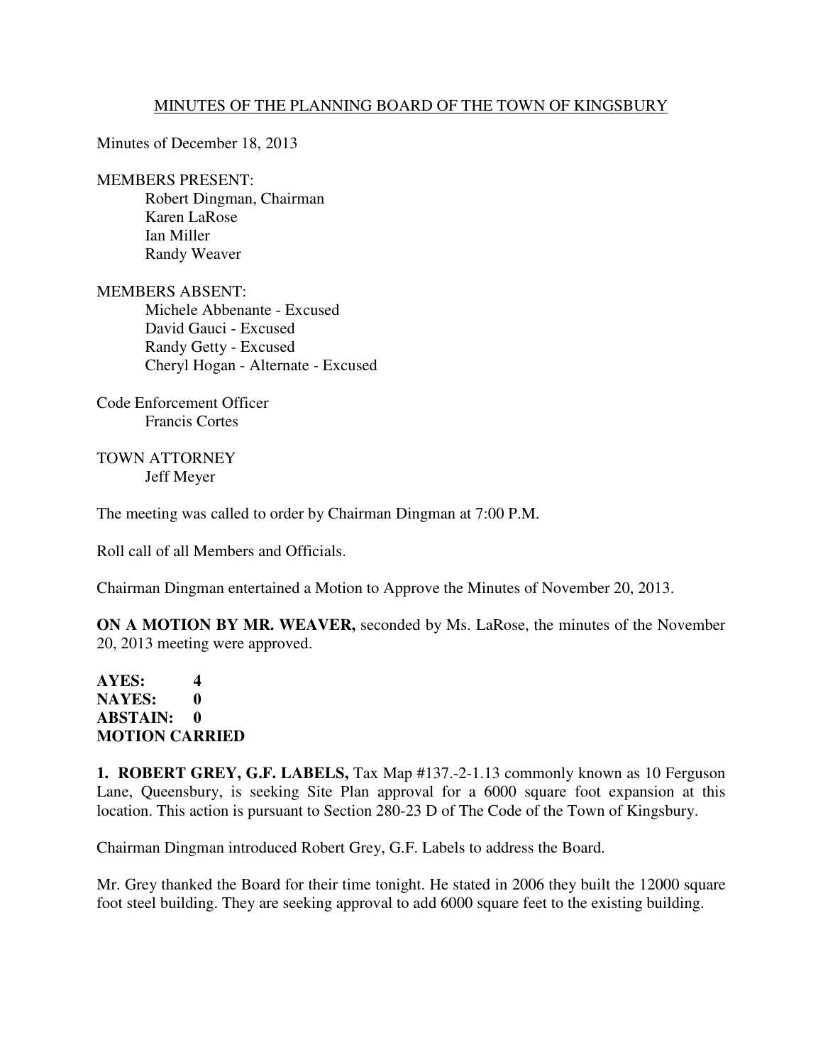# MINUTES OF THE PLANNING BOARD OF THE TOWN OF KINGSBURY

Minutes of December 18, 2013

MEMBERS PRESENT:
Robert Dingman, Chairman
Karen LaRose
Ian Miller
Randy Weaver

MEMBERS ABSENT:
Michele Abbenante - Excused
David Gauci - Excused
Randy Getty - Excused
Cheryl Hogan - Alternate - Excused

Code Enforcement Officer
Francis Cortes

TOWN ATTORNEY
Jeff Meyer

The meeting was called to order by Chairman Dingman at 7:00 P.M.

Roll call of all Members and Officials.

Chairman Dingman entertained a Motion to Approve the Minutes of November 20, 2013.

**ON A MOTION BY MR. WEAVER,** seconded by Ms. LaRose, the minutes of the November 20, 2013 meeting were approved.

**AYES: 4**
**NAYES: 0**
**ABSTAIN: 0**
**MOTION CARRIED**

**1. ROBERT GREY, G.F. LABELS,** Tax Map #137.-2-1.13 commonly known as 10 Ferguson Lane, Queensbury, is seeking Site Plan approval for a 6000 square foot expansion at this location. This action is pursuant to Section 280-23 D of The Code of the Town of Kingsbury.

Chairman Dingman introduced Robert Grey, G.F. Labels to address the Board.

Mr. Grey thanked the Board for their time tonight. He stated in 2006 they built the 12000 square foot steel building. They are seeking approval to add 6000 square feet to the existing building.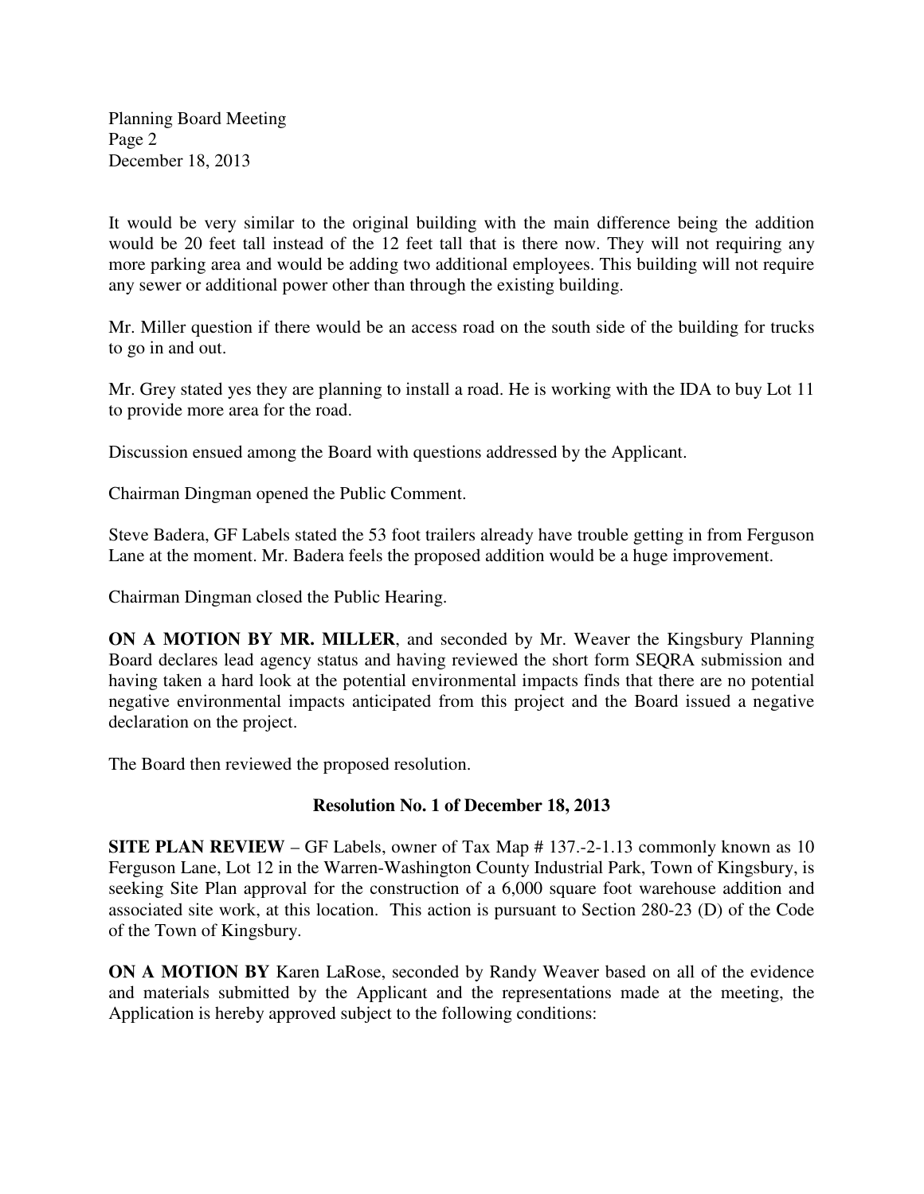It would be very similar to the original building with the main difference being the addition would be 20 feet tall instead of the 12 feet tall that is there now. They will not requiring any more parking area and would be adding two additional employees. This building will not require any sewer or additional power other than through the existing building.

Mr. Miller question if there would be an access road on the south side of the building for trucks to go in and out.

Mr. Grey stated yes they are planning to install a road. He is working with the IDA to buy Lot 11 to provide more area for the road.

Discussion ensued among the Board with questions addressed by the Applicant.

Chairman Dingman opened the Public Comment.

Steve Badera, GF Labels stated the 53 foot trailers already have trouble getting in from Ferguson Lane at the moment. Mr. Badera feels the proposed addition would be a huge improvement.

Chairman Dingman closed the Public Hearing.

**ON A MOTION BY MR. MILLER**, and seconded by Mr. Weaver the Kingsbury Planning Board declares lead agency status and having reviewed the short form SEQRA submission and having taken a hard look at the potential environmental impacts finds that there are no potential negative environmental impacts anticipated from this project and the Board issued a negative declaration on the project.

The Board then reviewed the proposed resolution.

**Resolution No. 1 of December 18, 2013**

**SITE PLAN REVIEW** – GF Labels, owner of Tax Map # 137.-2-1.13 commonly known as 10 Ferguson Lane, Lot 12 in the Warren-Washington County Industrial Park, Town of Kingsbury, is seeking Site Plan approval for the construction of a 6,000 square foot warehouse addition and associated site work, at this location. This action is pursuant to Section 280-23 (D) of the Code of the Town of Kingsbury.

**ON A MOTION BY** Karen LaRose, seconded by Randy Weaver based on all of the evidence and materials submitted by the Applicant and the representations made at the meeting, the Application is hereby approved subject to the following conditions: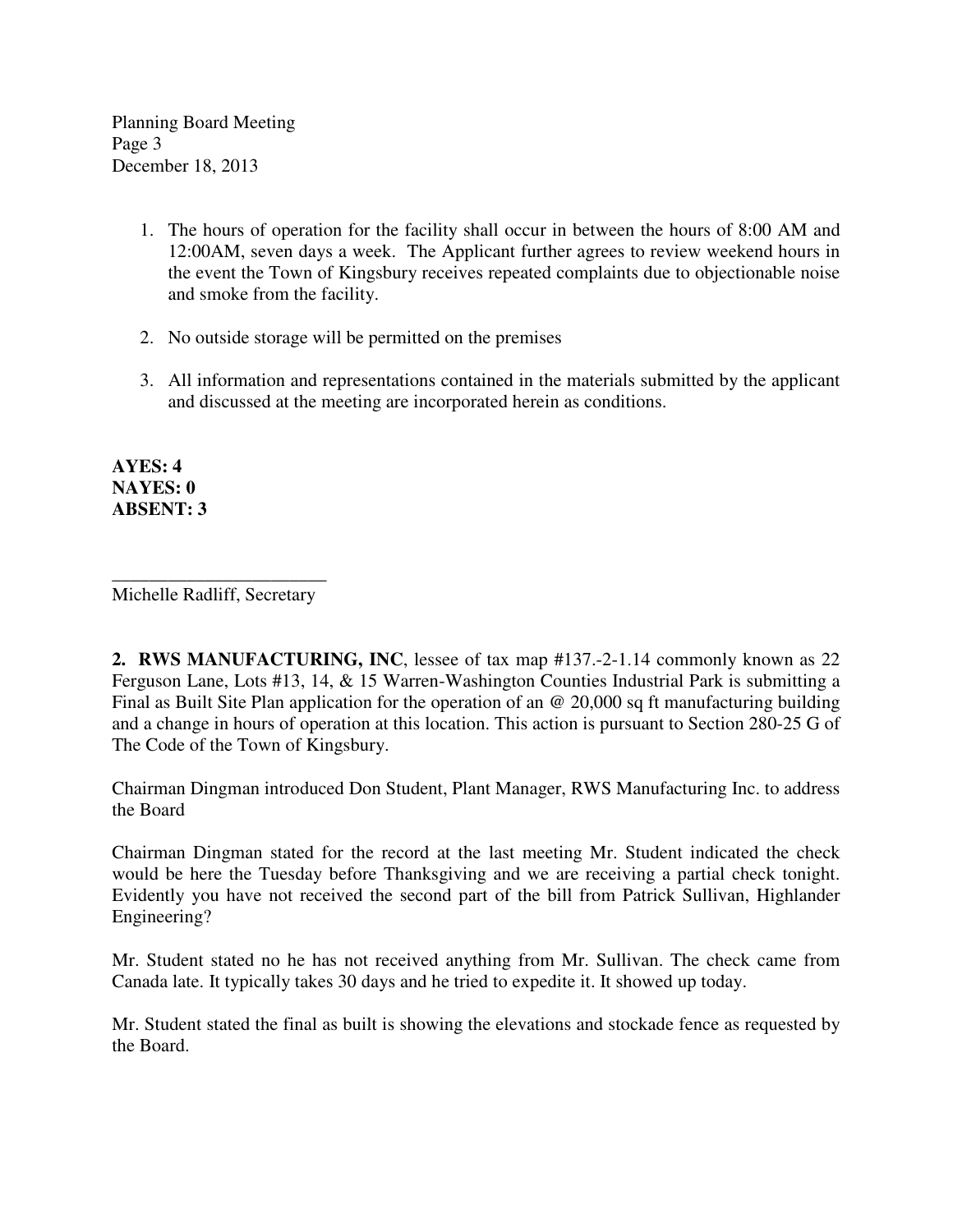1. The hours of operation for the facility shall occur in between the hours of 8:00 AM and 12:00AM, seven days a week. The Applicant further agrees to review weekend hours in the event the Town of Kingsbury receives repeated complaints due to objectionable noise and smoke from the facility.

2. No outside storage will be permitted on the premises

3. All information and representations contained in the materials submitted by the applicant and discussed at the meeting are incorporated herein as conditions.

**AYES: 4**
**NAYES: 0**
**ABSENT: 3**

_______________________
Michelle Radliff, Secretary

**2. RWS MANUFACTURING, INC**, lessee of tax map #137.-2-1.14 commonly known as 22 Ferguson Lane, Lots #13, 14, & 15 Warren-Washington Counties Industrial Park is submitting a Final as Built Site Plan application for the operation of an @ 20,000 sq ft manufacturing building and a change in hours of operation at this location. This action is pursuant to Section 280-25 G of The Code of the Town of Kingsbury.

Chairman Dingman introduced Don Student, Plant Manager, RWS Manufacturing Inc. to address the Board

Chairman Dingman stated for the record at the last meeting Mr. Student indicated the check would be here the Tuesday before Thanksgiving and we are receiving a partial check tonight. Evidently you have not received the second part of the bill from Patrick Sullivan, Highlander Engineering?

Mr. Student stated no he has not received anything from Mr. Sullivan. The check came from Canada late. It typically takes 30 days and he tried to expedite it. It showed up today.

Mr. Student stated the final as built is showing the elevations and stockade fence as requested by the Board.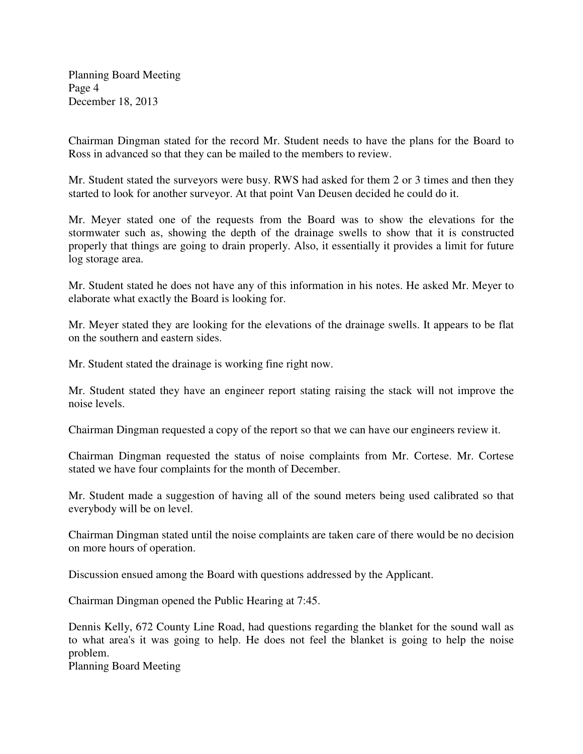Chairman Dingman stated for the record Mr. Student needs to have the plans for the Board to Ross in advanced so that they can be mailed to the members to review.

Mr. Student stated the surveyors were busy. RWS had asked for them 2 or 3 times and then they started to look for another surveyor. At that point Van Deusen decided he could do it.

Mr. Meyer stated one of the requests from the Board was to show the elevations for the stormwater such as, showing the depth of the drainage swells to show that it is constructed properly that things are going to drain properly. Also, it essentially it provides a limit for future log storage area.

Mr. Student stated he does not have any of this information in his notes. He asked Mr. Meyer to elaborate what exactly the Board is looking for.

Mr. Meyer stated they are looking for the elevations of the drainage swells. It appears to be flat on the southern and eastern sides.

Mr. Student stated the drainage is working fine right now.

Mr. Student stated they have an engineer report stating raising the stack will not improve the noise levels.

Chairman Dingman requested a copy of the report so that we can have our engineers review it.

Chairman Dingman requested the status of noise complaints from Mr. Cortese. Mr. Cortese stated we have four complaints for the month of December.

Mr. Student made a suggestion of having all of the sound meters being used calibrated so that everybody will be on level.

Chairman Dingman stated until the noise complaints are taken care of there would be no decision on more hours of operation.

Discussion ensued among the Board with questions addressed by the Applicant.

Chairman Dingman opened the Public Hearing at 7:45.

Dennis Kelly, 672 County Line Road, had questions regarding the blanket for the sound wall as to what area's it was going to help. He does not feel the blanket is going to help the noise problem.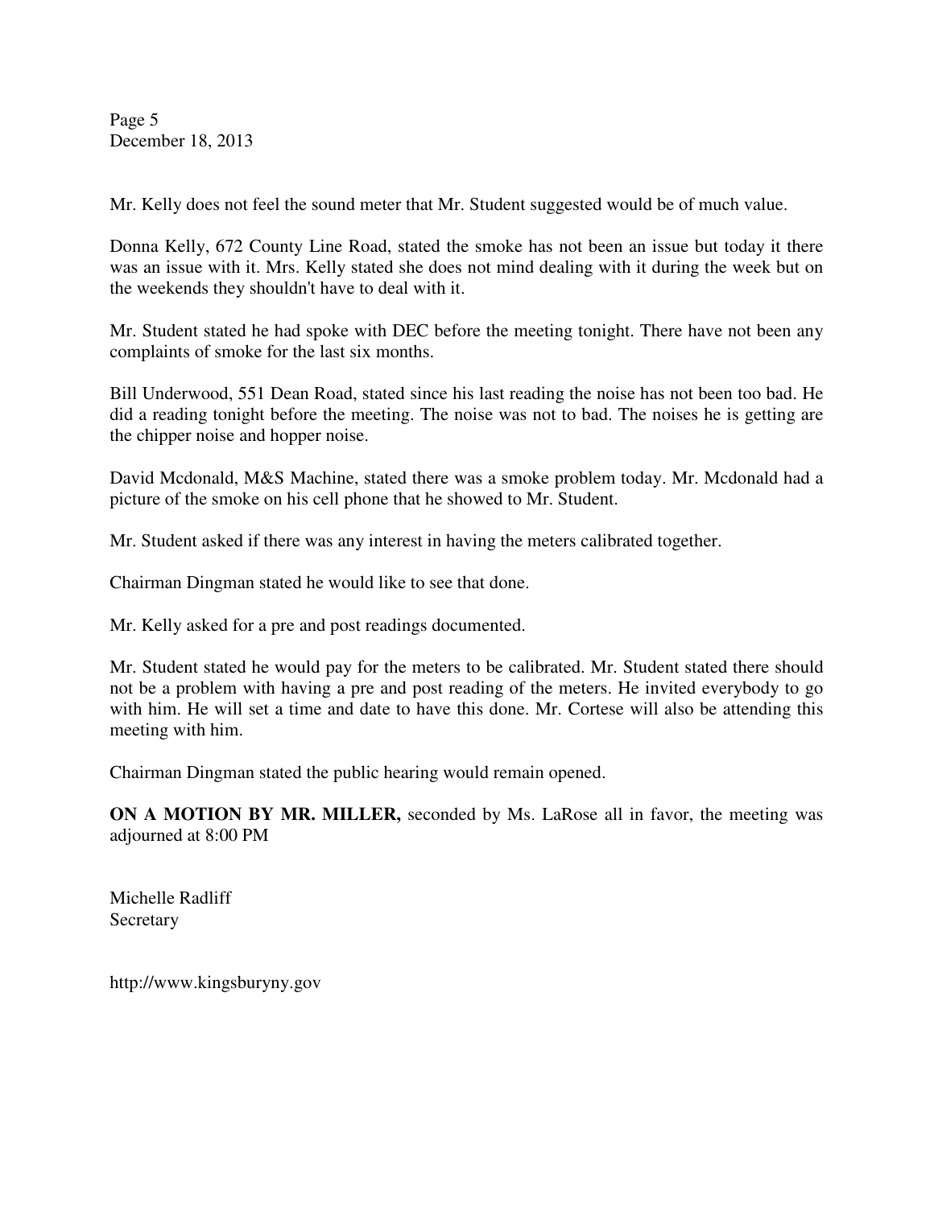Mr. Kelly does not feel the sound meter that Mr. Student suggested would be of much value.

Donna Kelly, 672 County Line Road, stated the smoke has not been an issue but today it there was an issue with it. Mrs. Kelly stated she does not mind dealing with it during the week but on the weekends they shouldn't have to deal with it.

Mr. Student stated he had spoke with DEC before the meeting tonight. There have not been any complaints of smoke for the last six months.

Bill Underwood, 551 Dean Road, stated since his last reading the noise has not been too bad. He did a reading tonight before the meeting. The noise was not to bad. The noises he is getting are the chipper noise and hopper noise.

David Mcdonald, M&S Machine, stated there was a smoke problem today. Mr. Mcdonald had a picture of the smoke on his cell phone that he showed to Mr. Student.

Mr. Student asked if there was any interest in having the meters calibrated together.

Chairman Dingman stated he would like to see that done.

Mr. Kelly asked for a pre and post readings documented.

Mr. Student stated he would pay for the meters to be calibrated. Mr. Student stated there should not be a problem with having a pre and post reading of the meters. He invited everybody to go with him. He will set a time and date to have this done. Mr. Cortese will also be attending this meeting with him.

Chairman Dingman stated the public hearing would remain opened.

**ON A MOTION BY MR. MILLER,** seconded by Ms. LaRose all in favor, the meeting was adjourned at 8:00 PM

Michelle Radliff
Secretary

http://www.kingsburyny.gov